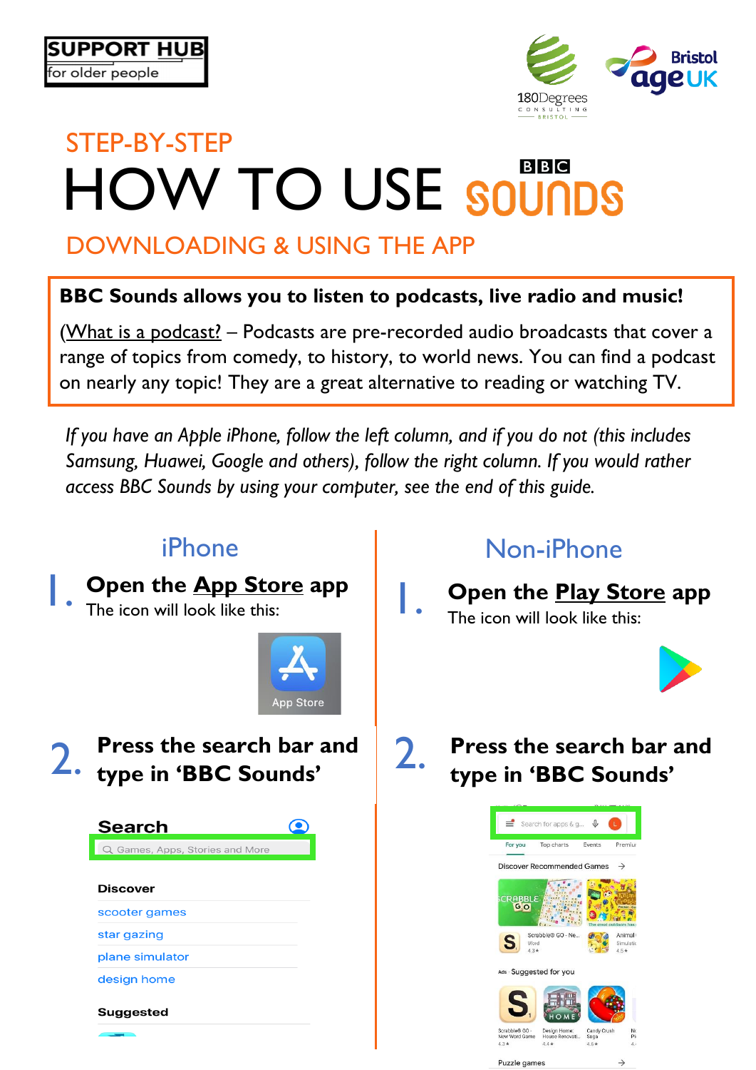SUPPORT HUB for older people

180Degrees Consulting Bristol

Bristol age UK

STEP-BY-STEP

# HOW TO USE BBC SOUNDS

## DOWNLOADING & USING THE APP

**BBC Sounds allows you to listen to podcasts, live radio and music!**

(What is a podcast? – Podcasts are pre-recorded audio broadcasts that cover a range of topics from comedy, to history, to world news. You can find a podcast on nearly any topic! They are a great alternative to reading or watching TV.

*If you have an Apple iPhone, follow the left column, and if you do not (this includes Samsung, Huawei, Google and others), follow the right column. If you would rather access BBC Sounds by using your computer, see the end of this guide.*

### iPhone

1. **Open the App Store app**
   The icon will look like this:

   App Store

2. **Press the search bar and type in 'BBC Sounds'**

   Search
   Games, Apps, Stories and More

   Discover
   - scooter games
   - star gazing
   - plane simulator
   - design home

   Suggested

### Non-iPhone

1. **Open the Play Store app**
   The icon will look like this:

2. **Press the search bar and type in 'BBC Sounds'**

   Search for apps & g...

   For you | Top charts | Events | Premium

   Discover Recommended Games

   Ads · Suggested for you

   Puzzle games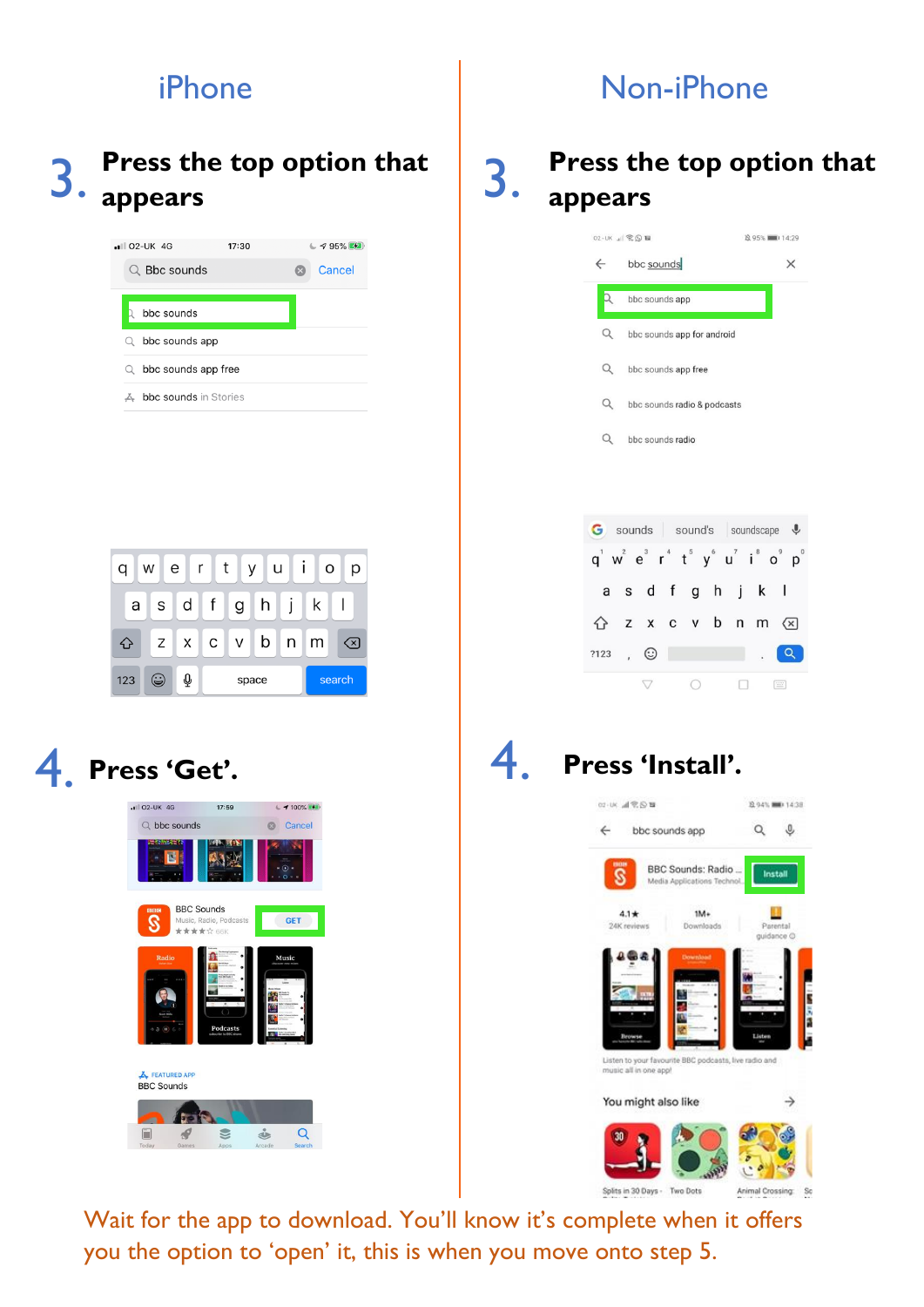## iPhone

### 3. Press the top option that appears

### 4. Press ‘Get’.

## Non-iPhone

### 3. Press the top option that appears

### 4. Press ‘Install’.

Wait for the app to download. You’ll know it’s complete when it offers you the option to ‘open’ it, this is when you move onto step 5.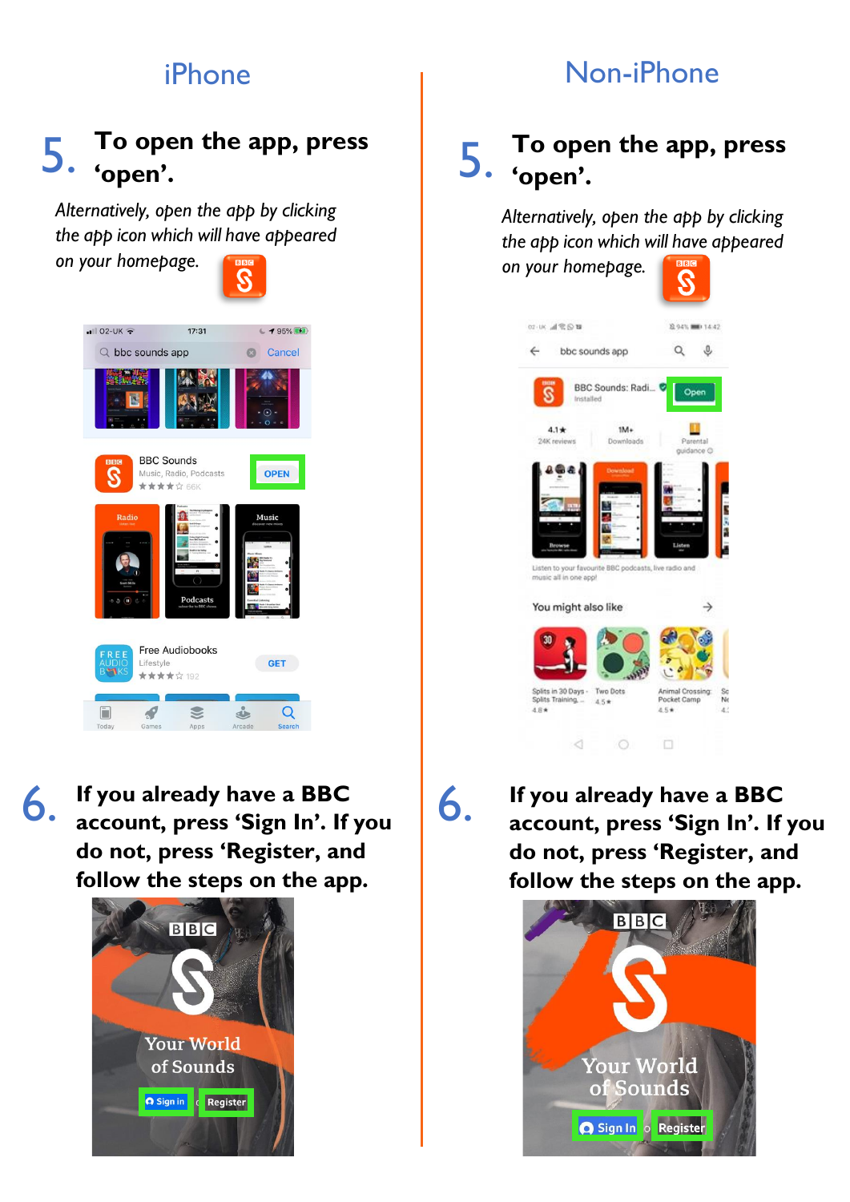## iPhone

**5. To open the app, press 'open'.**

*Alternatively, open the app by clicking the app icon which will have appeared on your homepage.*

**6. If you already have a BBC account, press 'Sign In'. If you do not, press 'Register, and follow the steps on the app.**

## Non-iPhone

**5. To open the app, press 'open'.**

*Alternatively, open the app by clicking the app icon which will have appeared on your homepage.*

**6. If you already have a BBC account, press 'Sign In'. If you do not, press 'Register, and follow the steps on the app.**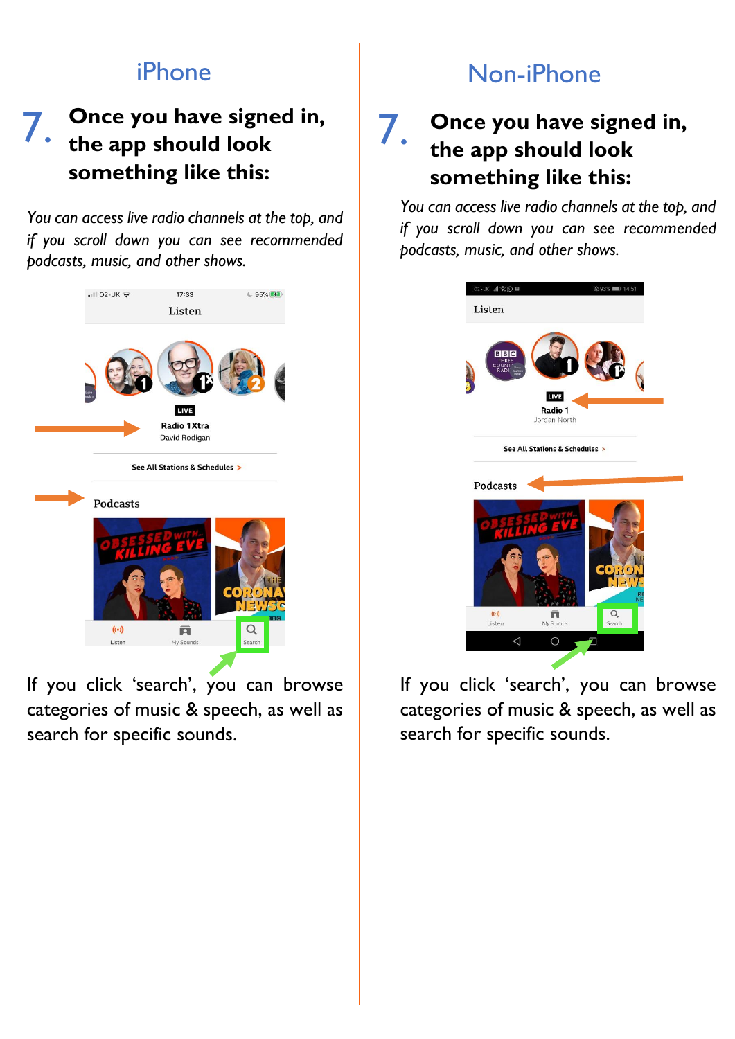## iPhone

### 7. Once you have signed in, the app should look something like this:

*You can access live radio channels at the top, and if you scroll down you can see recommended podcasts, music, and other shows.*

If you click 'search', you can browse categories of music & speech, as well as search for specific sounds.

## Non-iPhone

### 7. Once you have signed in, the app should look something like this:

*You can access live radio channels at the top, and if you scroll down you can see recommended podcasts, music, and other shows.*

If you click 'search', you can browse categories of music & speech, as well as search for specific sounds.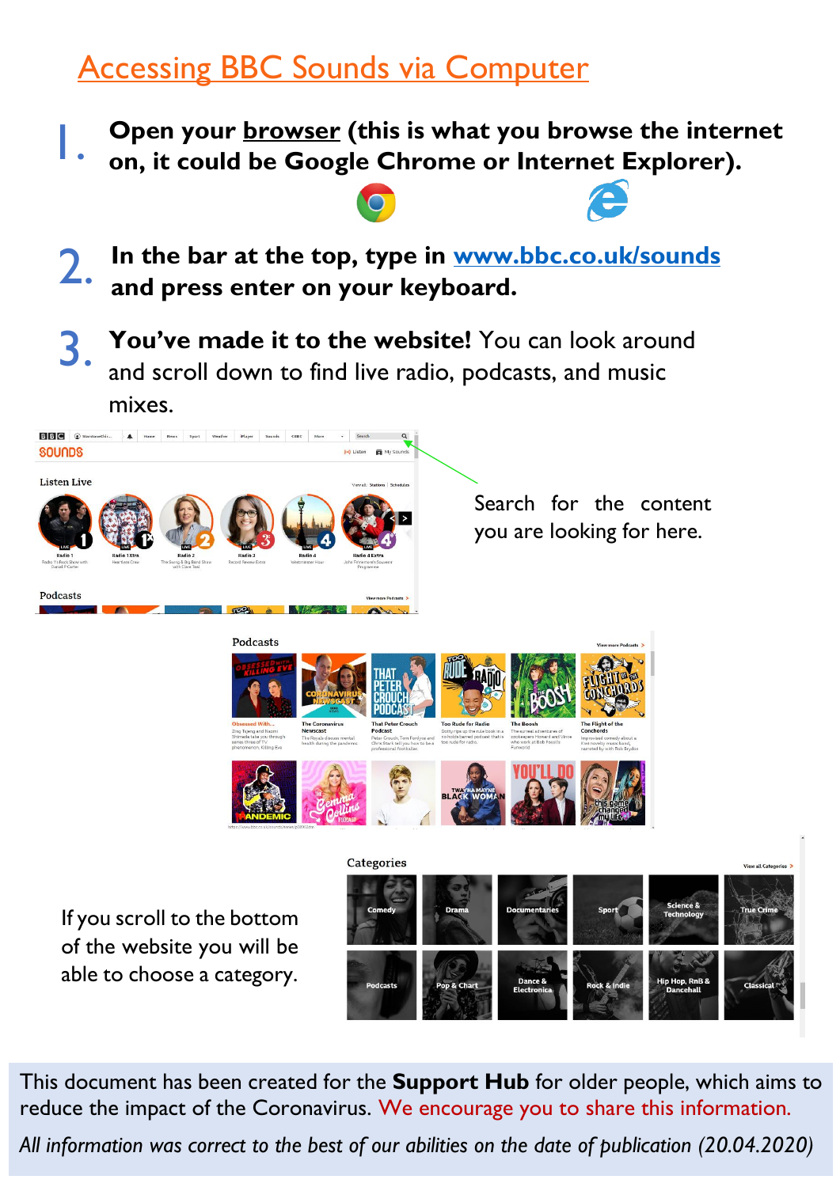# Accessing BBC Sounds via Computer

1. **Open your browser (this is what you browse the internet on, it could be Google Chrome or Internet Explorer).**

2. **In the bar at the top, type in www.bbc.co.uk/sounds and press enter on your keyboard.**

3. **You've made it to the website!** You can look around and scroll down to find live radio, podcasts, and music mixes.

Search for the content you are looking for here.

If you scroll to the bottom of the website you will be able to choose a category.

This document has been created for the **Support Hub** for older people, which aims to reduce the impact of the Coronavirus. We encourage you to share this information.

*All information was correct to the best of our abilities on the date of publication (20.04.2020)*